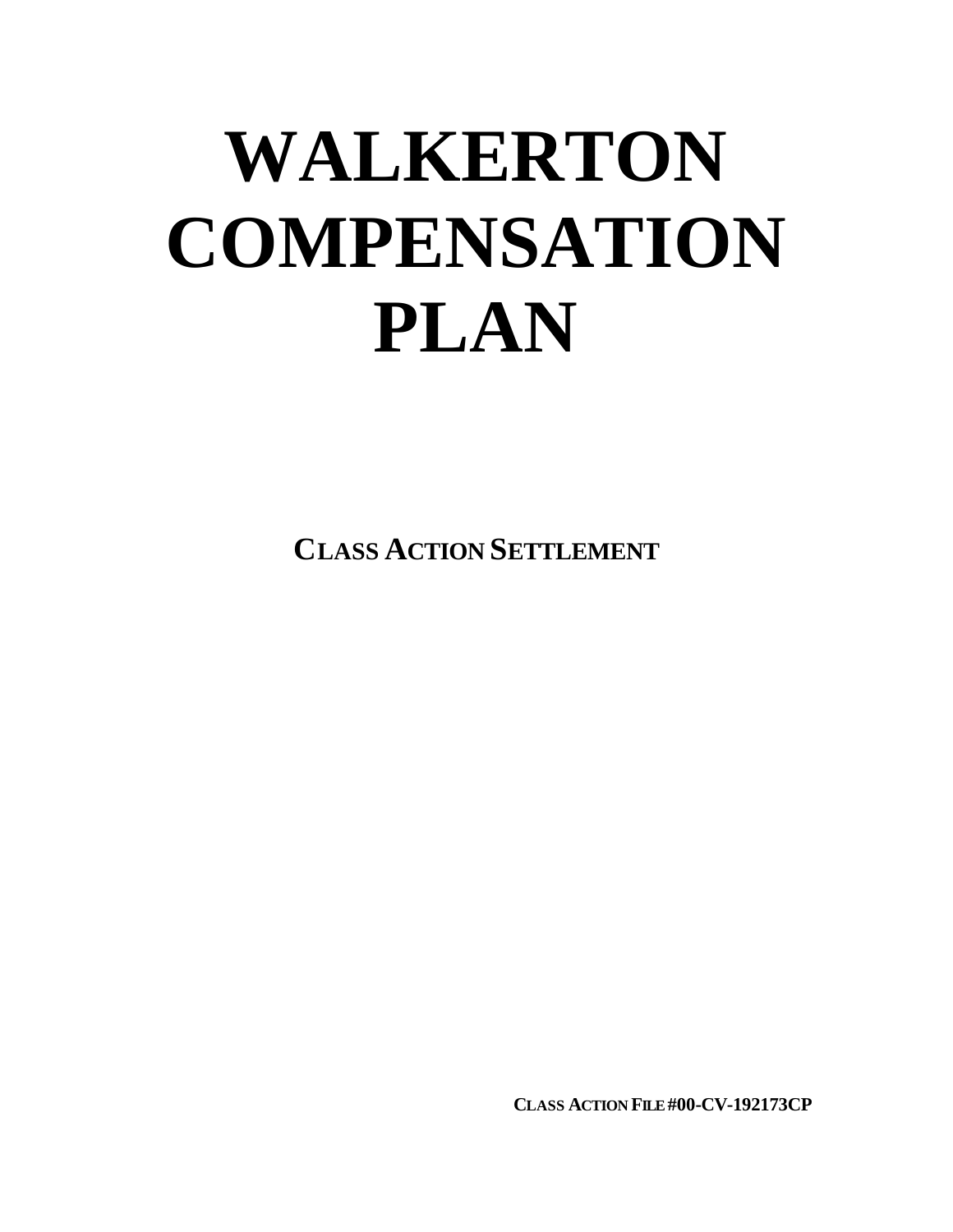# WALKERTON COMPENSATION PLAN

**CLASS ACTION SETTLEMENT**

**CLASS ACTION FILE #00-CV-192173CP**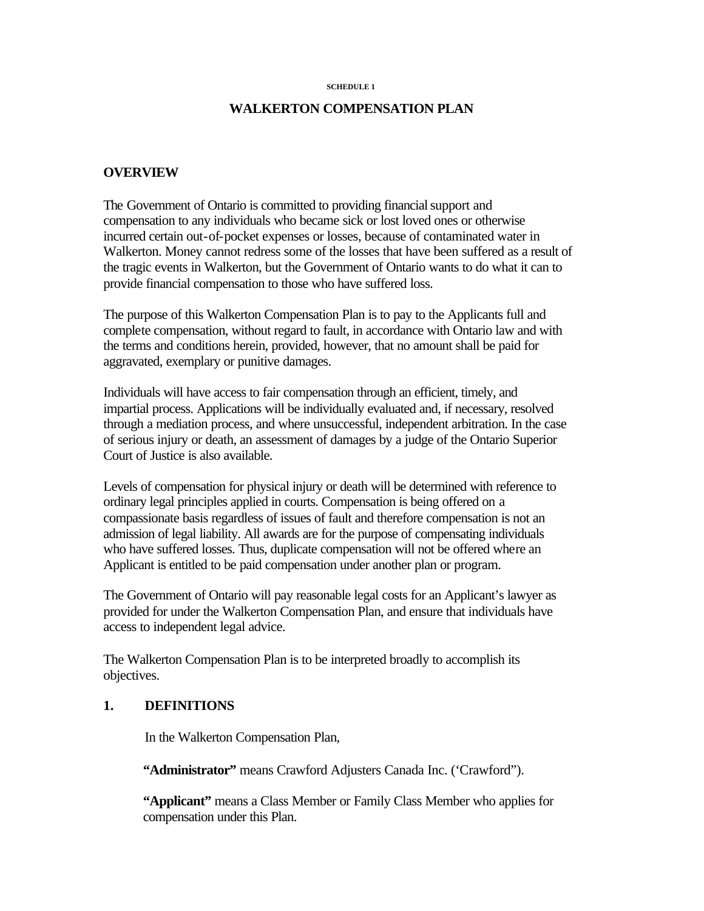SCHEDULE 1

# WALKERTON COMPENSATION PLAN

## OVERVIEW

The Government of Ontario is committed to providing financial support and compensation to any individuals who became sick or lost loved ones or otherwise incurred certain out-of-pocket expenses or losses, because of contaminated water in Walkerton. Money cannot redress some of the losses that have been suffered as a result of the tragic events in Walkerton, but the Government of Ontario wants to do what it can to provide financial compensation to those who have suffered loss.

The purpose of this Walkerton Compensation Plan is to pay to the Applicants full and complete compensation, without regard to fault, in accordance with Ontario law and with the terms and conditions herein, provided, however, that no amount shall be paid for aggravated, exemplary or punitive damages.

Individuals will have access to fair compensation through an efficient, timely, and impartial process. Applications will be individually evaluated and, if necessary, resolved through a mediation process, and where unsuccessful, independent arbitration. In the case of serious injury or death, an assessment of damages by a judge of the Ontario Superior Court of Justice is also available.

Levels of compensation for physical injury or death will be determined with reference to ordinary legal principles applied in courts. Compensation is being offered on a compassionate basis regardless of issues of fault and therefore compensation is not an admission of legal liability. All awards are for the purpose of compensating individuals who have suffered losses. Thus, duplicate compensation will not be offered where an Applicant is entitled to be paid compensation under another plan or program.

The Government of Ontario will pay reasonable legal costs for an Applicant's lawyer as provided for under the Walkerton Compensation Plan, and ensure that individuals have access to independent legal advice.

The Walkerton Compensation Plan is to be interpreted broadly to accomplish its objectives.

## 1. DEFINITIONS

In the Walkerton Compensation Plan,

**"Administrator"** means Crawford Adjusters Canada Inc. ('Crawford").

**"Applicant"** means a Class Member or Family Class Member who applies for compensation under this Plan.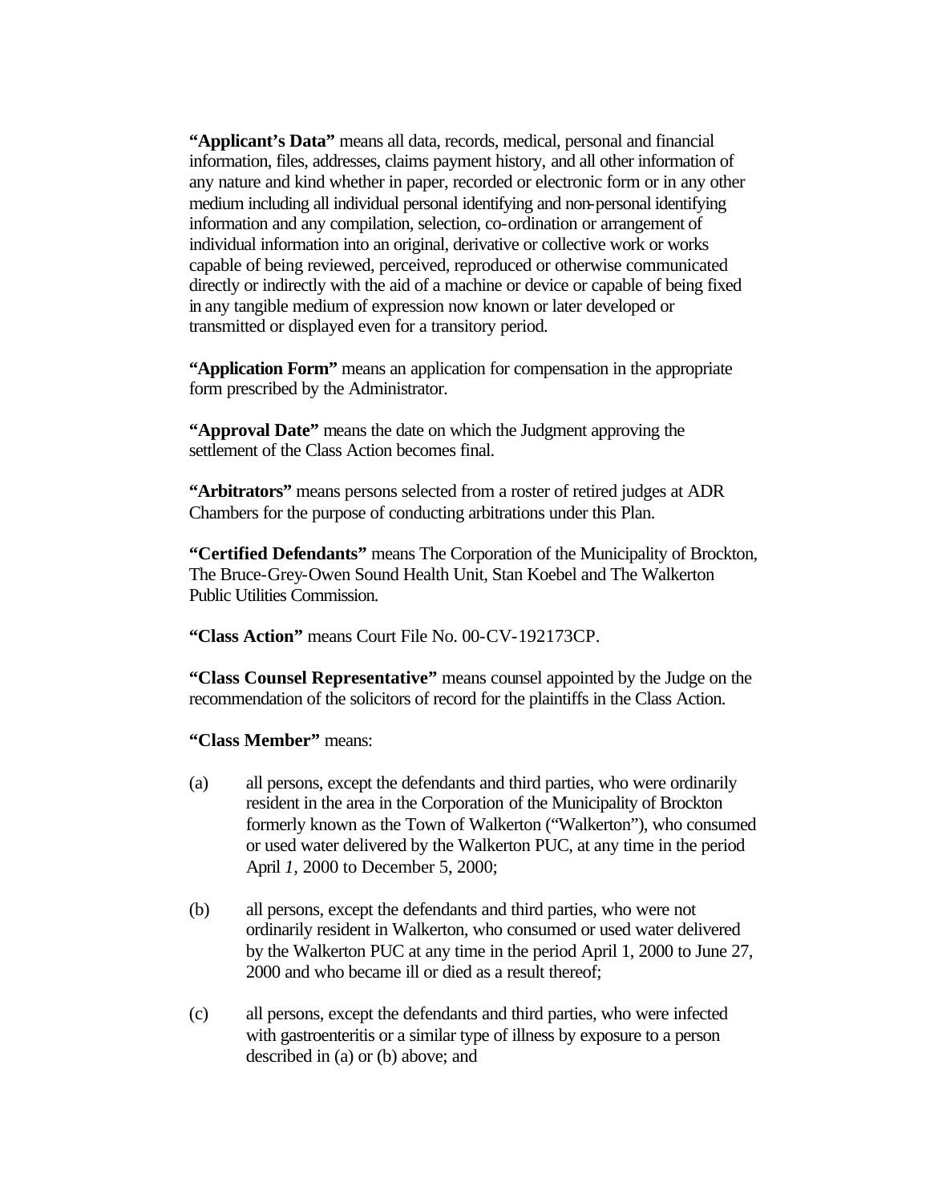**"Applicant's Data"** means all data, records, medical, personal and financial information, files, addresses, claims payment history, and all other information of any nature and kind whether in paper, recorded or electronic form or in any other medium including all individual personal identifying and non-personal identifying information and any compilation, selection, co-ordination or arrangement of individual information into an original, derivative or collective work or works capable of being reviewed, perceived, reproduced or otherwise communicated directly or indirectly with the aid of a machine or device or capable of being fixed in any tangible medium of expression now known or later developed or transmitted or displayed even for a transitory period.

**"Application Form"** means an application for compensation in the appropriate form prescribed by the Administrator.

**"Approval Date"** means the date on which the Judgment approving the settlement of the Class Action becomes final.

**"Arbitrators"** means persons selected from a roster of retired judges at ADR Chambers for the purpose of conducting arbitrations under this Plan.

**"Certified Defendants"** means The Corporation of the Municipality of Brockton, The Bruce-Grey-Owen Sound Health Unit, Stan Koebel and The Walkerton Public Utilities Commission.

**"Class Action"** means Court File No. 00-CV-192173CP.

**"Class Counsel Representative"** means counsel appointed by the Judge on the recommendation of the solicitors of record for the plaintiffs in the Class Action.

**"Class Member"** means:

(a) all persons, except the defendants and third parties, who were ordinarily resident in the area in the Corporation of the Municipality of Brockton formerly known as the Town of Walkerton ("Walkerton"), who consumed or used water delivered by the Walkerton PUC, at any time in the period April *1*, 2000 to December 5, 2000;

(b) all persons, except the defendants and third parties, who were not ordinarily resident in Walkerton, who consumed or used water delivered by the Walkerton PUC at any time in the period April 1, 2000 to June 27, 2000 and who became ill or died as a result thereof;

(c) all persons, except the defendants and third parties, who were infected with gastroenteritis or a similar type of illness by exposure to a person described in (a) or (b) above; and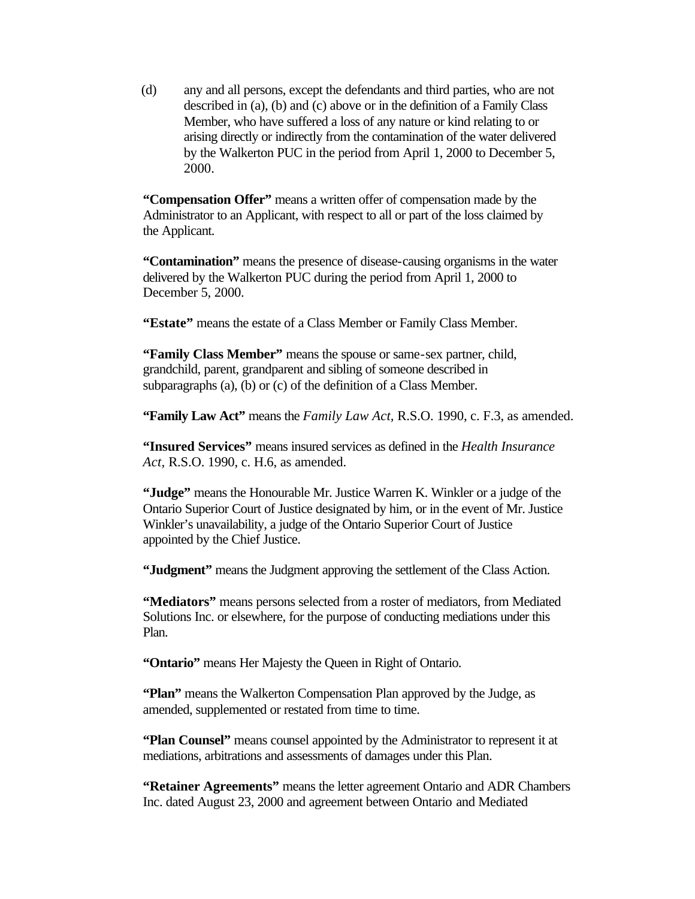(d) any and all persons, except the defendants and third parties, who are not described in (a), (b) and (c) above or in the definition of a Family Class Member, who have suffered a loss of any nature or kind relating to or arising directly or indirectly from the contamination of the water delivered by the Walkerton PUC in the period from April 1, 2000 to December 5, 2000.

**"Compensation Offer"** means a written offer of compensation made by the Administrator to an Applicant, with respect to all or part of the loss claimed by the Applicant.

**"Contamination"** means the presence of disease-causing organisms in the water delivered by the Walkerton PUC during the period from April 1, 2000 to December 5, 2000.

**"Estate"** means the estate of a Class Member or Family Class Member.

**"Family Class Member"** means the spouse or same-sex partner, child, grandchild, parent, grandparent and sibling of someone described in subparagraphs (a), (b) or (c) of the definition of a Class Member.

**"Family Law Act"** means the *Family Law Act,* R.S.O. 1990, c. F.3, as amended.

**"Insured Services"** means insured services as defined in the *Health Insurance Act*, R.S.O. 1990, c. H.6, as amended.

**"Judge"** means the Honourable Mr. Justice Warren K. Winkler or a judge of the Ontario Superior Court of Justice designated by him, or in the event of Mr. Justice Winkler's unavailability, a judge of the Ontario Superior Court of Justice appointed by the Chief Justice.

**"Judgment"** means the Judgment approving the settlement of the Class Action.

**"Mediators"** means persons selected from a roster of mediators, from Mediated Solutions Inc. or elsewhere, for the purpose of conducting mediations under this Plan.

**"Ontario"** means Her Majesty the Queen in Right of Ontario.

**"Plan"** means the Walkerton Compensation Plan approved by the Judge, as amended, supplemented or restated from time to time.

**"Plan Counsel"** means counsel appointed by the Administrator to represent it at mediations, arbitrations and assessments of damages under this Plan.

**"Retainer Agreements"** means the letter agreement Ontario and ADR Chambers Inc. dated August 23, 2000 and agreement between Ontario and Mediated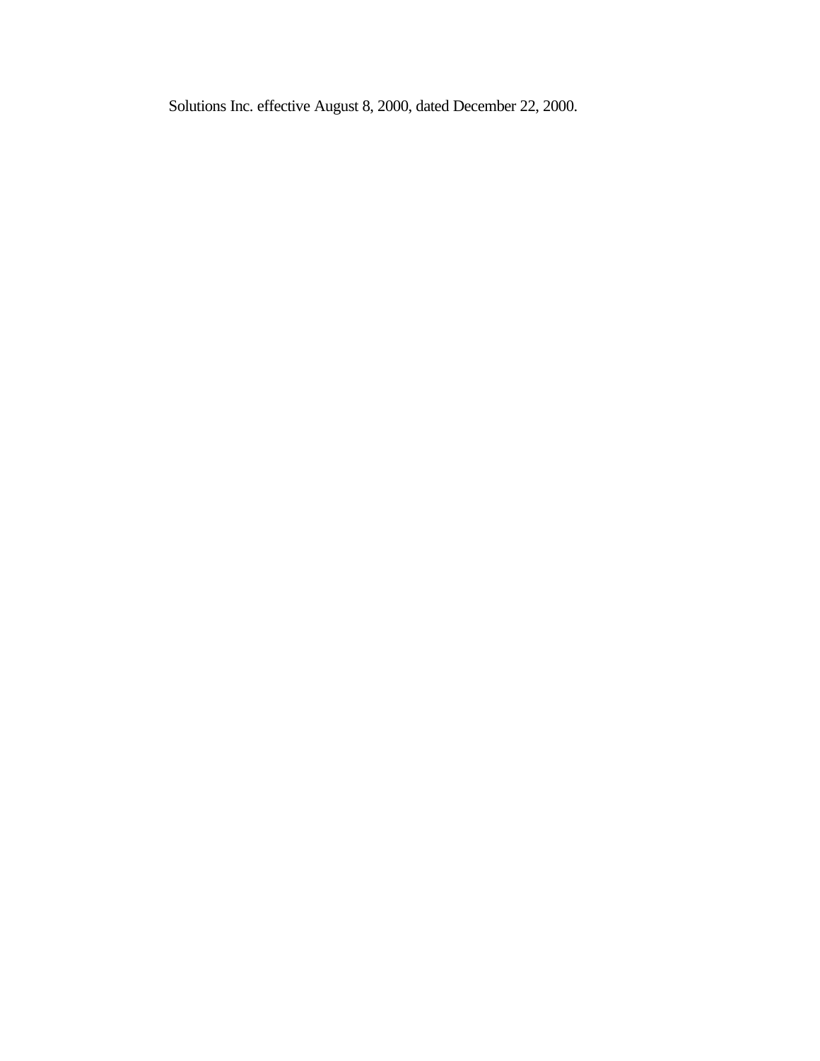Solutions Inc. effective August 8, 2000, dated December 22, 2000.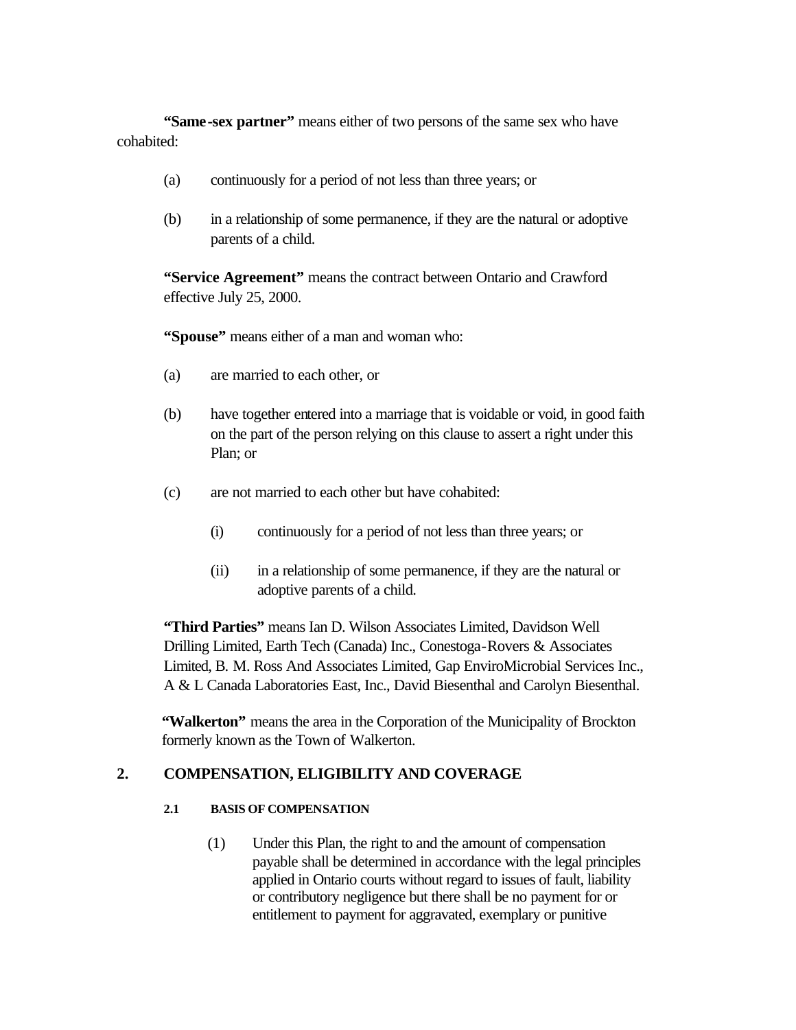**"Same-sex partner"** means either of two persons of the same sex who have cohabited:

(a) continuously for a period of not less than three years; or

(b) in a relationship of some permanence, if they are the natural or adoptive parents of a child.

**"Service Agreement"** means the contract between Ontario and Crawford effective July 25, 2000.

**"Spouse"** means either of a man and woman who:

(a) are married to each other, or

(b) have together entered into a marriage that is voidable or void, in good faith on the part of the person relying on this clause to assert a right under this Plan; or

(c) are not married to each other but have cohabited:

  (i) continuously for a period of not less than three years; or

  (ii) in a relationship of some permanence, if they are the natural or adoptive parents of a child.

**"Third Parties"** means Ian D. Wilson Associates Limited, Davidson Well Drilling Limited, Earth Tech (Canada) Inc., Conestoga-Rovers & Associates Limited, B. M. Ross And Associates Limited, Gap EnviroMicrobial Services Inc., A & L Canada Laboratories East, Inc., David Biesenthal and Carolyn Biesenthal.

**"Walkerton"** means the area in the Corporation of the Municipality of Brockton formerly known as the Town of Walkerton.

## 2. COMPENSATION, ELIGIBILITY AND COVERAGE

### 2.1 BASIS OF COMPENSATION

(1) Under this Plan, the right to and the amount of compensation payable shall be determined in accordance with the legal principles applied in Ontario courts without regard to issues of fault, liability or contributory negligence but there shall be no payment for or entitlement to payment for aggravated, exemplary or punitive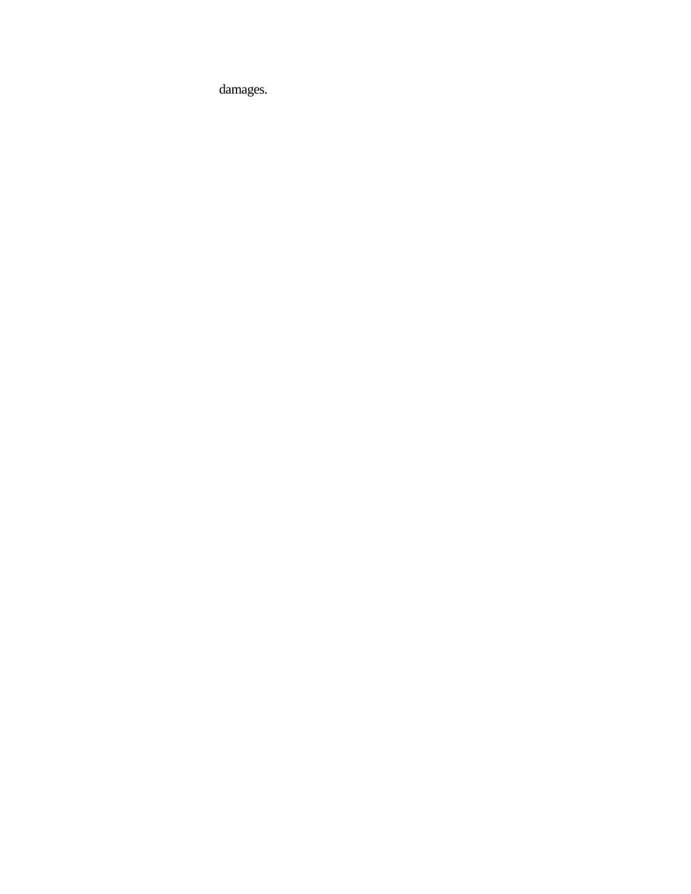damages.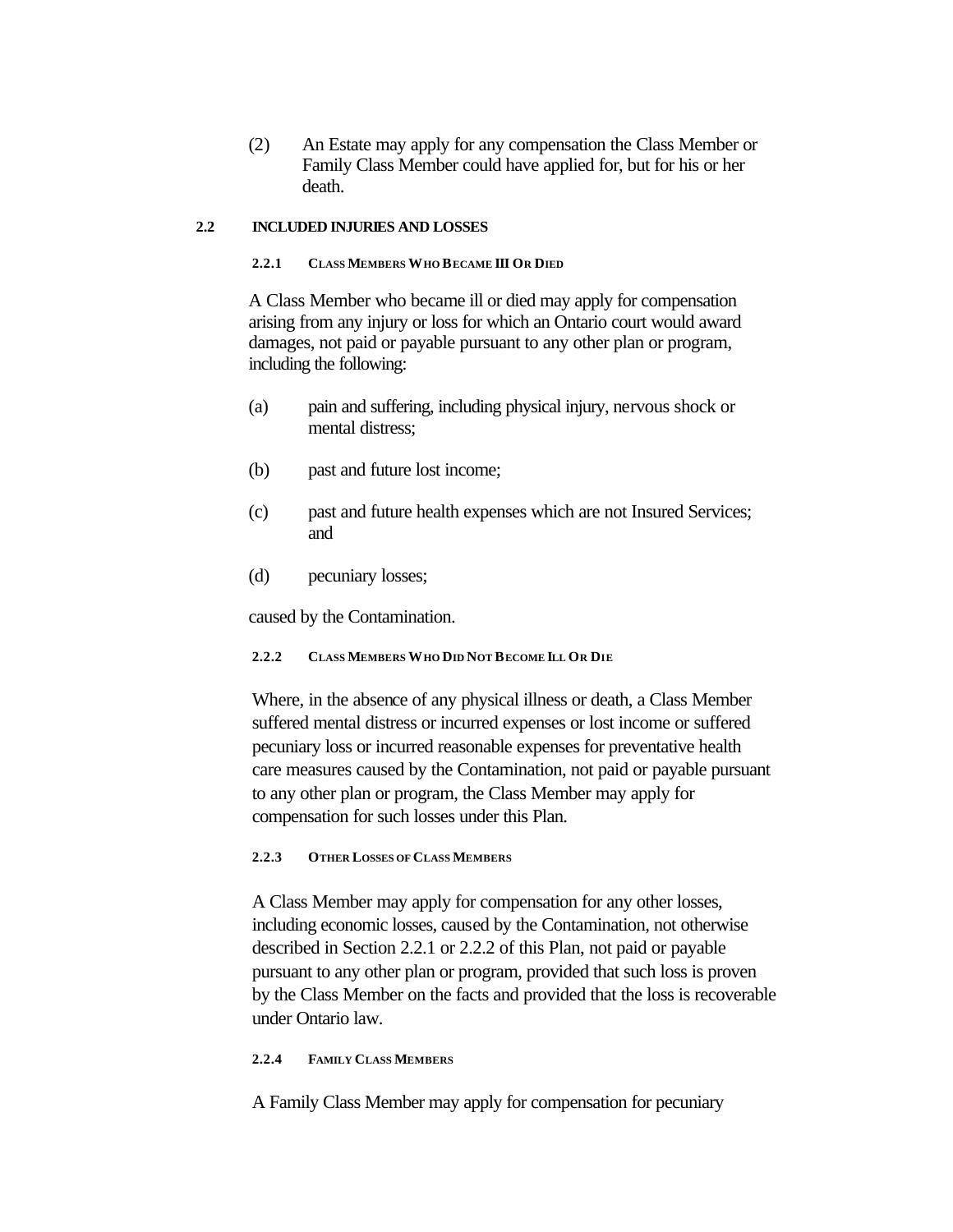(2) An Estate may apply for any compensation the Class Member or Family Class Member could have applied for, but for his or her death.

## 2.2 INCLUDED INJURIES AND LOSSES

### 2.2.1 CLASS MEMBERS WHO BECAME ILL OR DIED

A Class Member who became ill or died may apply for compensation arising from any injury or loss for which an Ontario court would award damages, not paid or payable pursuant to any other plan or program, including the following:

(a) pain and suffering, including physical injury, nervous shock or mental distress;

(b) past and future lost income;

(c) past and future health expenses which are not Insured Services; and

(d) pecuniary losses;

caused by the Contamination.

### 2.2.2 CLASS MEMBERS WHO DID NOT BECOME ILL OR DIE

Where, in the absence of any physical illness or death, a Class Member suffered mental distress or incurred expenses or lost income or suffered pecuniary loss or incurred reasonable expenses for preventative health care measures caused by the Contamination, not paid or payable pursuant to any other plan or program, the Class Member may apply for compensation for such losses under this Plan.

### 2.2.3 OTHER LOSSES OF CLASS MEMBERS

A Class Member may apply for compensation for any other losses, including economic losses, caused by the Contamination, not otherwise described in Section 2.2.1 or 2.2.2 of this Plan, not paid or payable pursuant to any other plan or program, provided that such loss is proven by the Class Member on the facts and provided that the loss is recoverable under Ontario law.

### 2.2.4 FAMILY CLASS MEMBERS

A Family Class Member may apply for compensation for pecuniary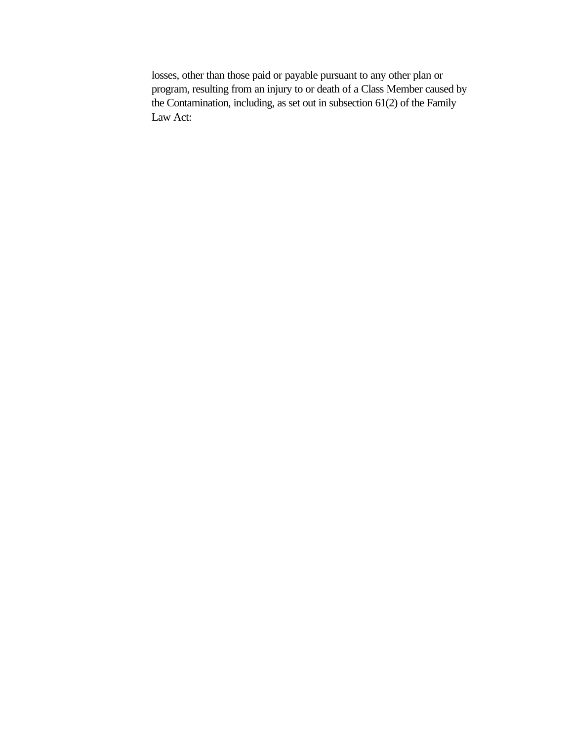losses, other than those paid or payable pursuant to any other plan or program, resulting from an injury to or death of a Class Member caused by the Contamination, including, as set out in subsection 61(2) of the Family Law Act: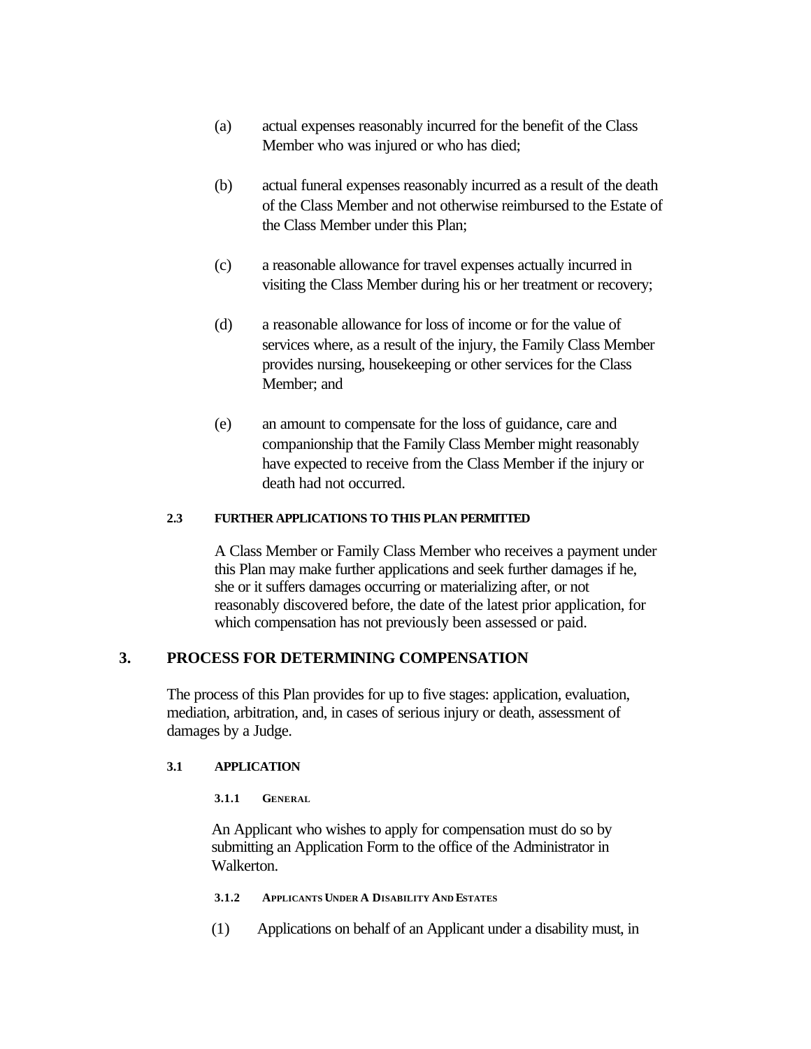(a) actual expenses reasonably incurred for the benefit of the Class Member who was injured or who has died;

(b) actual funeral expenses reasonably incurred as a result of the death of the Class Member and not otherwise reimbursed to the Estate of the Class Member under this Plan;

(c) a reasonable allowance for travel expenses actually incurred in visiting the Class Member during his or her treatment or recovery;

(d) a reasonable allowance for loss of income or for the value of services where, as a result of the injury, the Family Class Member provides nursing, housekeeping or other services for the Class Member; and

(e) an amount to compensate for the loss of guidance, care and companionship that the Family Class Member might reasonably have expected to receive from the Class Member if the injury or death had not occurred.

#### 2.3 FURTHER APPLICATIONS TO THIS PLAN PERMITTED

A Class Member or Family Class Member who receives a payment under this Plan may make further applications and seek further damages if he, she or it suffers damages occurring or materializing after, or not reasonably discovered before, the date of the latest prior application, for which compensation has not previously been assessed or paid.

## 3. PROCESS FOR DETERMINING COMPENSATION

The process of this Plan provides for up to five stages: application, evaluation, mediation, arbitration, and, in cases of serious injury or death, assessment of damages by a Judge.

#### 3.1 APPLICATION

##### 3.1.1 GENERAL

An Applicant who wishes to apply for compensation must do so by submitting an Application Form to the office of the Administrator in Walkerton.

##### 3.1.2 APPLICANTS UNDER A DISABILITY AND ESTATES

(1) Applications on behalf of an Applicant under a disability must, in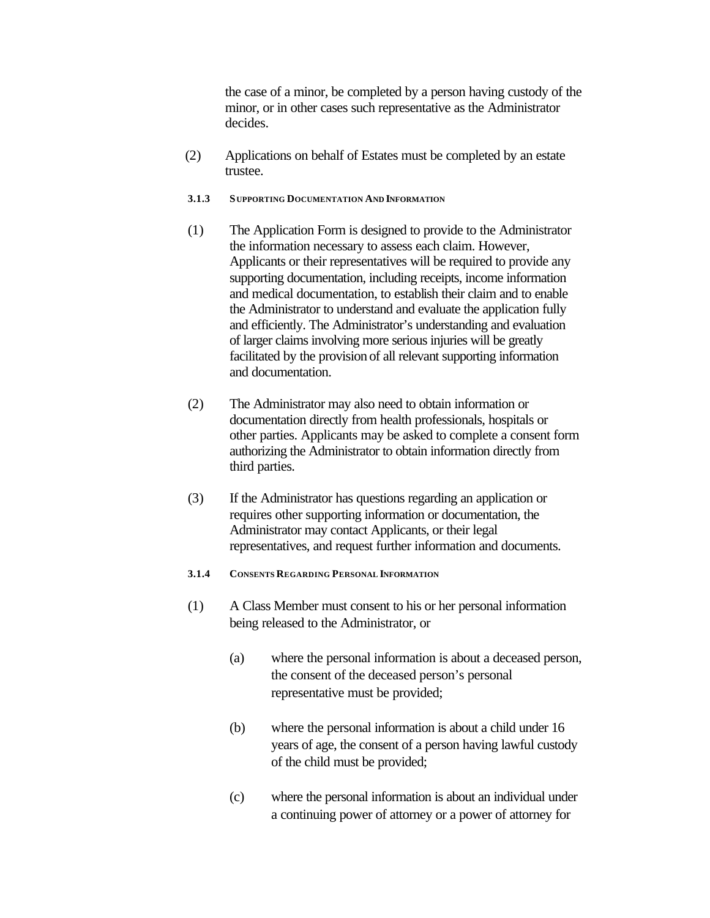the case of a minor, be completed by a person having custody of the minor, or in other cases such representative as the Administrator decides.

(2) Applications on behalf of Estates must be completed by an estate trustee.

#### 3.1.3 SUPPORTING DOCUMENTATION AND INFORMATION

(1) The Application Form is designed to provide to the Administrator the information necessary to assess each claim. However, Applicants or their representatives will be required to provide any supporting documentation, including receipts, income information and medical documentation, to establish their claim and to enable the Administrator to understand and evaluate the application fully and efficiently. The Administrator's understanding and evaluation of larger claims involving more serious injuries will be greatly facilitated by the provision of all relevant supporting information and documentation.

(2) The Administrator may also need to obtain information or documentation directly from health professionals, hospitals or other parties. Applicants may be asked to complete a consent form authorizing the Administrator to obtain information directly from third parties.

(3) If the Administrator has questions regarding an application or requires other supporting information or documentation, the Administrator may contact Applicants, or their legal representatives, and request further information and documents.

#### 3.1.4 CONSENTS REGARDING PERSONAL INFORMATION

(1) A Class Member must consent to his or her personal information being released to the Administrator, or

(a) where the personal information is about a deceased person, the consent of the deceased person's personal representative must be provided;

(b) where the personal information is about a child under 16 years of age, the consent of a person having lawful custody of the child must be provided;

(c) where the personal information is about an individual under a continuing power of attorney or a power of attorney for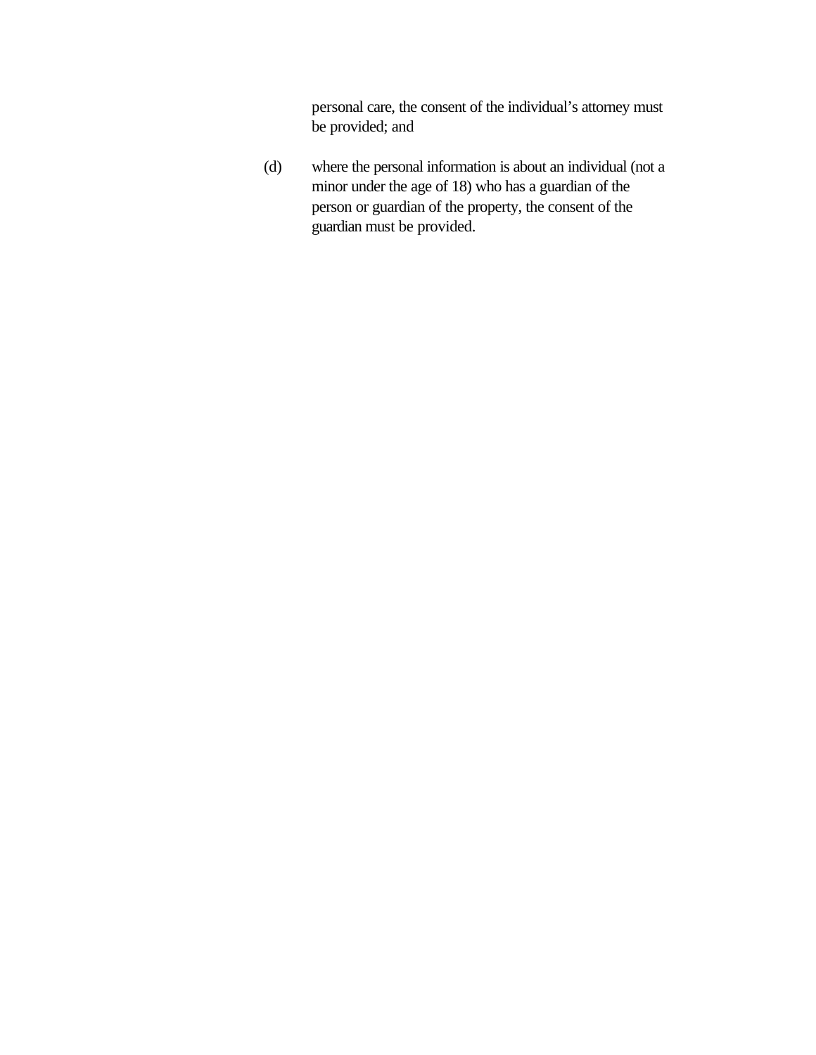personal care, the consent of the individual's attorney must be provided; and

(d) where the personal information is about an individual (not a minor under the age of 18) who has a guardian of the person or guardian of the property, the consent of the guardian must be provided.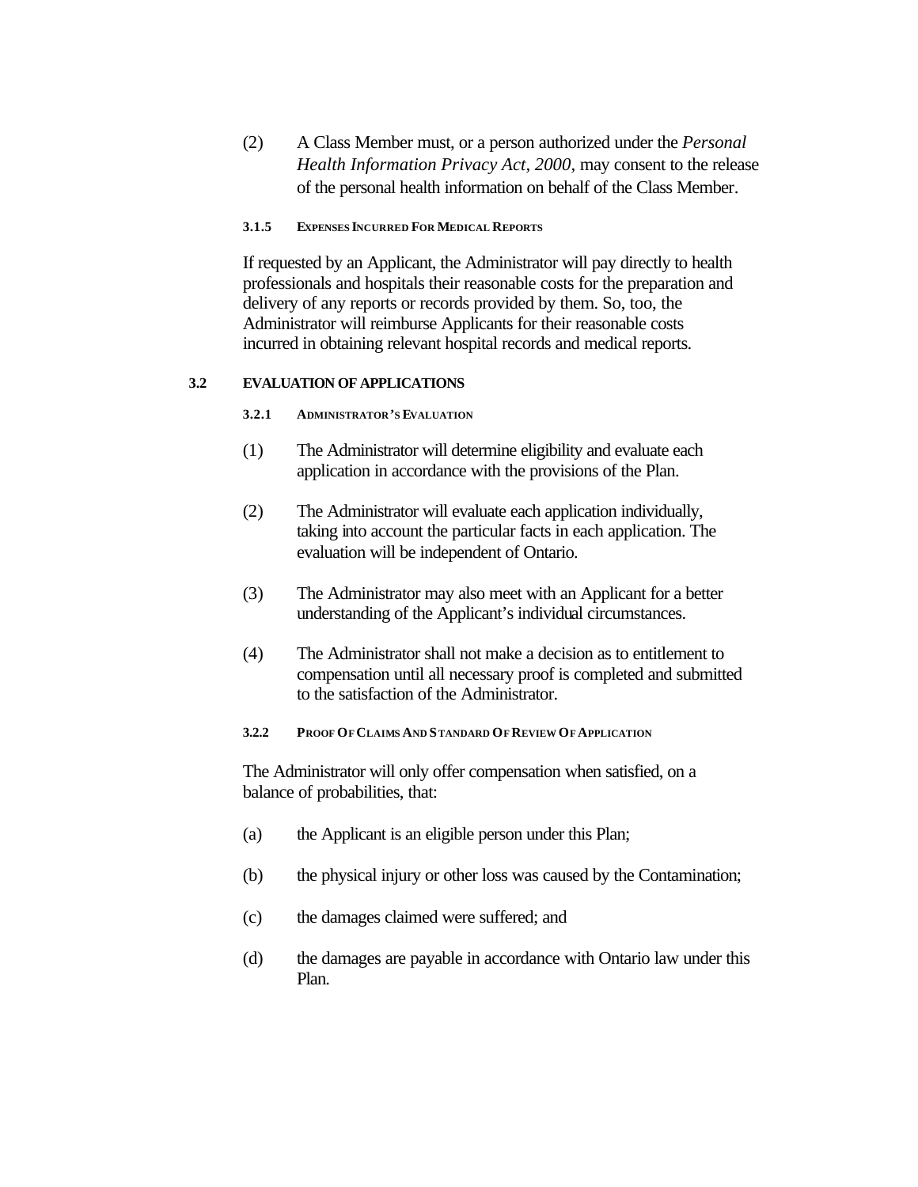(2) A Class Member must, or a person authorized under the *Personal Health Information Privacy Act, 2000,* may consent to the release of the personal health information on behalf of the Class Member.

#### 3.1.5 EXPENSES INCURRED FOR MEDICAL REPORTS

If requested by an Applicant, the Administrator will pay directly to health professionals and hospitals their reasonable costs for the preparation and delivery of any reports or records provided by them. So, too, the Administrator will reimburse Applicants for their reasonable costs incurred in obtaining relevant hospital records and medical reports.

### 3.2 EVALUATION OF APPLICATIONS

#### 3.2.1 ADMINISTRATOR'S EVALUATION

(1) The Administrator will determine eligibility and evaluate each application in accordance with the provisions of the Plan.

(2) The Administrator will evaluate each application individually, taking into account the particular facts in each application. The evaluation will be independent of Ontario.

(3) The Administrator may also meet with an Applicant for a better understanding of the Applicant's individual circumstances.

(4) The Administrator shall not make a decision as to entitlement to compensation until all necessary proof is completed and submitted to the satisfaction of the Administrator.

#### 3.2.2 PROOF OF CLAIMS AND STANDARD OF REVIEW OF APPLICATION

The Administrator will only offer compensation when satisfied, on a balance of probabilities, that:

(a) the Applicant is an eligible person under this Plan;

(b) the physical injury or other loss was caused by the Contamination;

(c) the damages claimed were suffered; and

(d) the damages are payable in accordance with Ontario law under this Plan.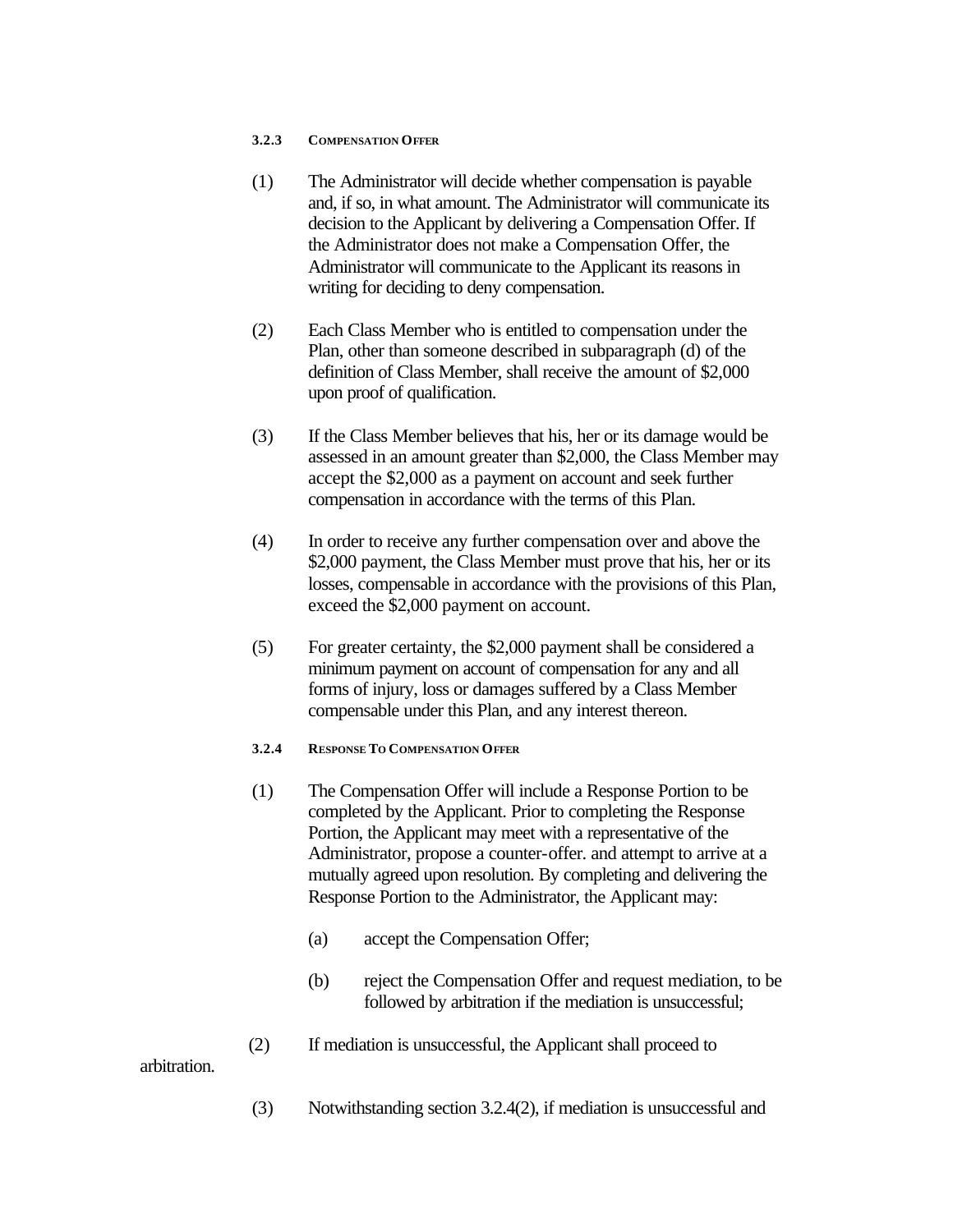#### 3.2.3 COMPENSATION OFFER

(1) The Administrator will decide whether compensation is payable and, if so, in what amount. The Administrator will communicate its decision to the Applicant by delivering a Compensation Offer. If the Administrator does not make a Compensation Offer, the Administrator will communicate to the Applicant its reasons in writing for deciding to deny compensation.

(2) Each Class Member who is entitled to compensation under the Plan, other than someone described in subparagraph (d) of the definition of Class Member, shall receive the amount of $2,000 upon proof of qualification.

(3) If the Class Member believes that his, her or its damage would be assessed in an amount greater than $2,000, the Class Member may accept the $2,000 as a payment on account and seek further compensation in accordance with the terms of this Plan.

(4) In order to receive any further compensation over and above the $2,000 payment, the Class Member must prove that his, her or its losses, compensable in accordance with the provisions of this Plan, exceed the $2,000 payment on account.

(5) For greater certainty, the $2,000 payment shall be considered a minimum payment on account of compensation for any and all forms of injury, loss or damages suffered by a Class Member compensable under this Plan, and any interest thereon.

#### 3.2.4 RESPONSE TO COMPENSATION OFFER

(1) The Compensation Offer will include a Response Portion to be completed by the Applicant. Prior to completing the Response Portion, the Applicant may meet with a representative of the Administrator, propose a counter-offer. and attempt to arrive at a mutually agreed upon resolution. By completing and delivering the Response Portion to the Administrator, the Applicant may:

(a) accept the Compensation Offer;

(b) reject the Compensation Offer and request mediation, to be followed by arbitration if the mediation is unsuccessful;

(2) If mediation is unsuccessful, the Applicant shall proceed to arbitration.

(3) Notwithstanding section 3.2.4(2), if mediation is unsuccessful and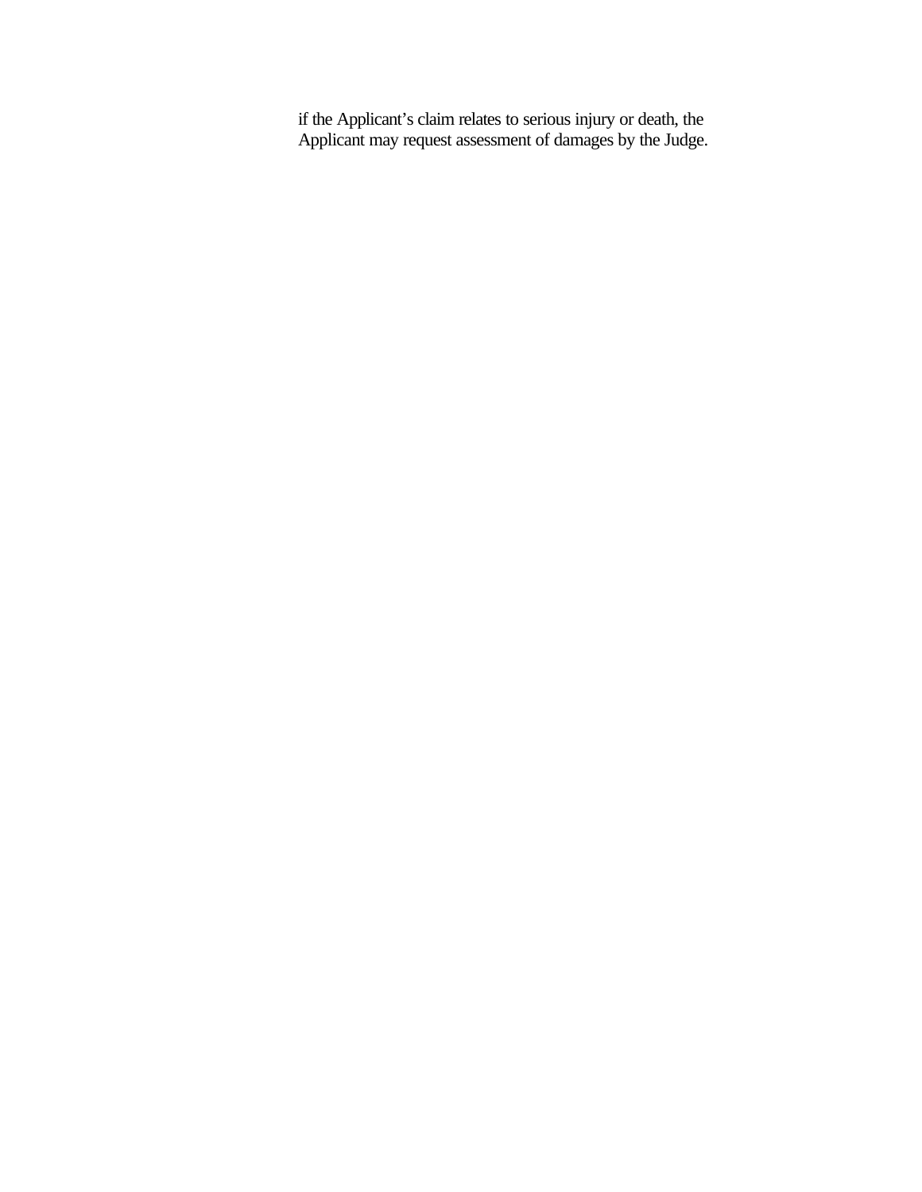if the Applicant's claim relates to serious injury or death, the Applicant may request assessment of damages by the Judge.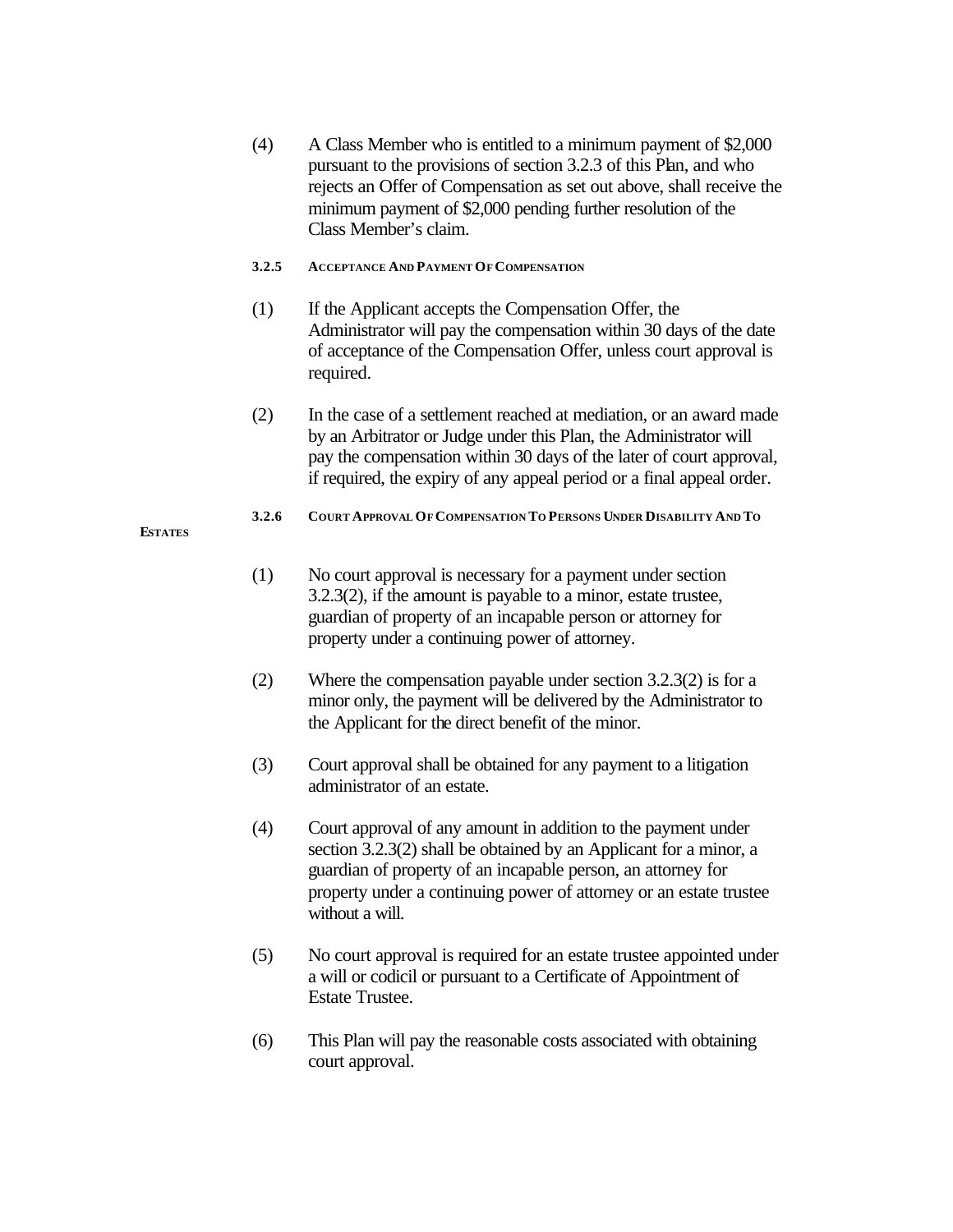(4) A Class Member who is entitled to a minimum payment of $2,000 pursuant to the provisions of section 3.2.3 of this Plan, and who rejects an Offer of Compensation as set out above, shall receive the minimum payment of $2,000 pending further resolution of the Class Member's claim.

#### 3.2.5 ACCEPTANCE AND PAYMENT OF COMPENSATION

(1) If the Applicant accepts the Compensation Offer, the Administrator will pay the compensation within 30 days of the date of acceptance of the Compensation Offer, unless court approval is required.

(2) In the case of a settlement reached at mediation, or an award made by an Arbitrator or Judge under this Plan, the Administrator will pay the compensation within 30 days of the later of court approval, if required, the expiry of any appeal period or a final appeal order.

#### 3.2.6 COURT APPROVAL OF COMPENSATION TO PERSONS UNDER DISABILITY AND TO ESTATES

(1) No court approval is necessary for a payment under section 3.2.3(2), if the amount is payable to a minor, estate trustee, guardian of property of an incapable person or attorney for property under a continuing power of attorney.

(2) Where the compensation payable under section 3.2.3(2) is for a minor only, the payment will be delivered by the Administrator to the Applicant for the direct benefit of the minor.

(3) Court approval shall be obtained for any payment to a litigation administrator of an estate.

(4) Court approval of any amount in addition to the payment under section 3.2.3(2) shall be obtained by an Applicant for a minor, a guardian of property of an incapable person, an attorney for property under a continuing power of attorney or an estate trustee without a will.

(5) No court approval is required for an estate trustee appointed under a will or codicil or pursuant to a Certificate of Appointment of Estate Trustee.

(6) This Plan will pay the reasonable costs associated with obtaining court approval.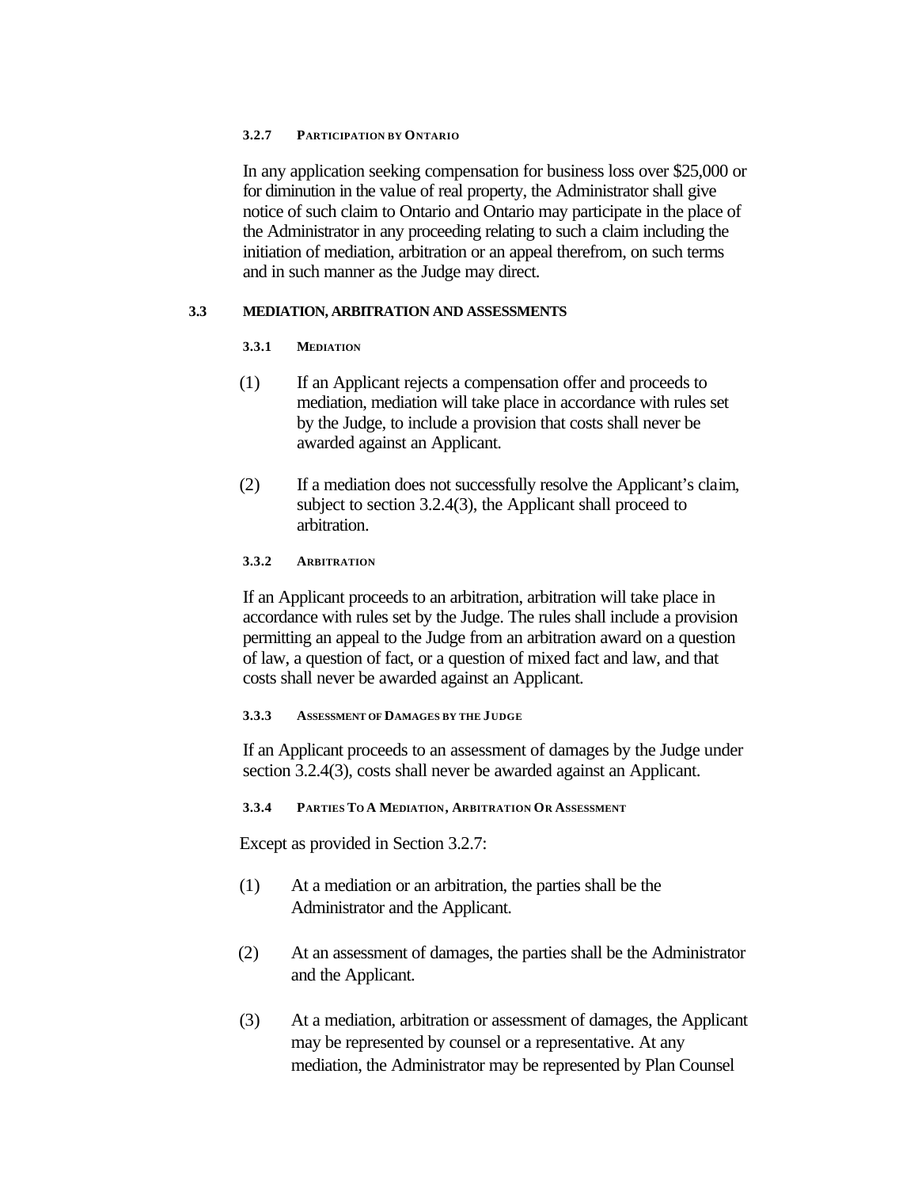#### 3.2.7 PARTICIPATION BY ONTARIO

In any application seeking compensation for business loss over $25,000 or for diminution in the value of real property, the Administrator shall give notice of such claim to Ontario and Ontario may participate in the place of the Administrator in any proceeding relating to such a claim including the initiation of mediation, arbitration or an appeal therefrom, on such terms and in such manner as the Judge may direct.

### 3.3 MEDIATION, ARBITRATION AND ASSESSMENTS

#### 3.3.1 MEDIATION

(1) If an Applicant rejects a compensation offer and proceeds to mediation, mediation will take place in accordance with rules set by the Judge, to include a provision that costs shall never be awarded against an Applicant.

(2) If a mediation does not successfully resolve the Applicant's claim, subject to section 3.2.4(3), the Applicant shall proceed to arbitration.

#### 3.3.2 ARBITRATION

If an Applicant proceeds to an arbitration, arbitration will take place in accordance with rules set by the Judge. The rules shall include a provision permitting an appeal to the Judge from an arbitration award on a question of law, a question of fact, or a question of mixed fact and law, and that costs shall never be awarded against an Applicant.

#### 3.3.3 ASSESSMENT OF DAMAGES BY THE JUDGE

If an Applicant proceeds to an assessment of damages by the Judge under section 3.2.4(3), costs shall never be awarded against an Applicant.

#### 3.3.4 PARTIES TO A MEDIATION, ARBITRATION OR ASSESSMENT

Except as provided in Section 3.2.7:

(1) At a mediation or an arbitration, the parties shall be the Administrator and the Applicant.

(2) At an assessment of damages, the parties shall be the Administrator and the Applicant.

(3) At a mediation, arbitration or assessment of damages, the Applicant may be represented by counsel or a representative. At any mediation, the Administrator may be represented by Plan Counsel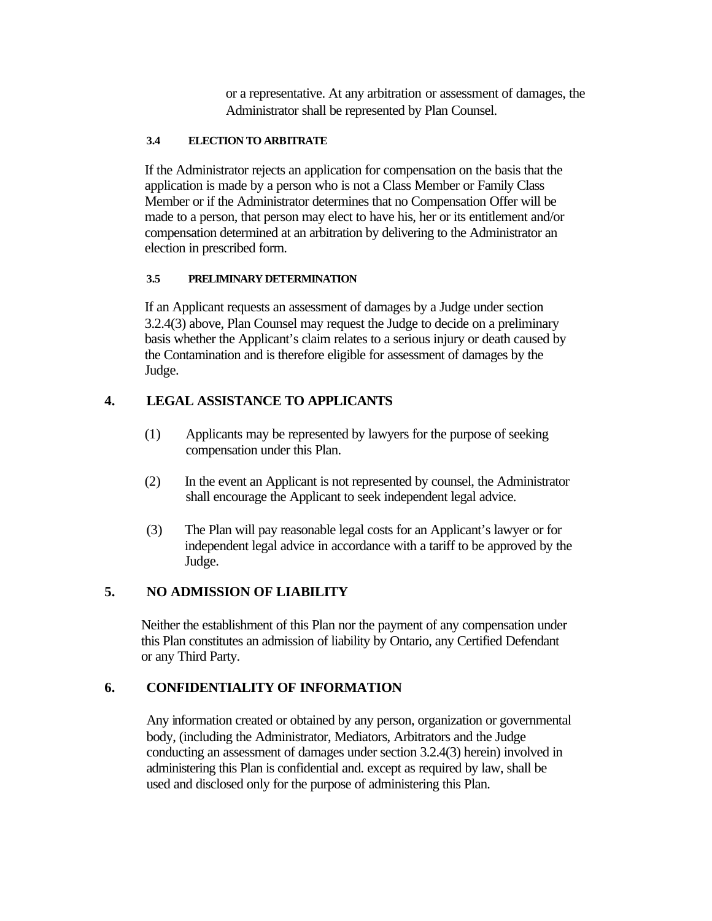or a representative. At any arbitration or assessment of damages, the Administrator shall be represented by Plan Counsel.

### 3.4 ELECTION TO ARBITRATE

If the Administrator rejects an application for compensation on the basis that the application is made by a person who is not a Class Member or Family Class Member or if the Administrator determines that no Compensation Offer will be made to a person, that person may elect to have his, her or its entitlement and/or compensation determined at an arbitration by delivering to the Administrator an election in prescribed form.

### 3.5 PRELIMINARY DETERMINATION

If an Applicant requests an assessment of damages by a Judge under section 3.2.4(3) above, Plan Counsel may request the Judge to decide on a preliminary basis whether the Applicant's claim relates to a serious injury or death caused by the Contamination and is therefore eligible for assessment of damages by the Judge.

## 4. LEGAL ASSISTANCE TO APPLICANTS

(1) Applicants may be represented by lawyers for the purpose of seeking compensation under this Plan.

(2) In the event an Applicant is not represented by counsel, the Administrator shall encourage the Applicant to seek independent legal advice.

(3) The Plan will pay reasonable legal costs for an Applicant's lawyer or for independent legal advice in accordance with a tariff to be approved by the Judge.

## 5. NO ADMISSION OF LIABILITY

Neither the establishment of this Plan nor the payment of any compensation under this Plan constitutes an admission of liability by Ontario, any Certified Defendant or any Third Party.

## 6. CONFIDENTIALITY OF INFORMATION

Any information created or obtained by any person, organization or governmental body, (including the Administrator, Mediators, Arbitrators and the Judge conducting an assessment of damages under section 3.2.4(3) herein) involved in administering this Plan is confidential and. except as required by law, shall be used and disclosed only for the purpose of administering this Plan.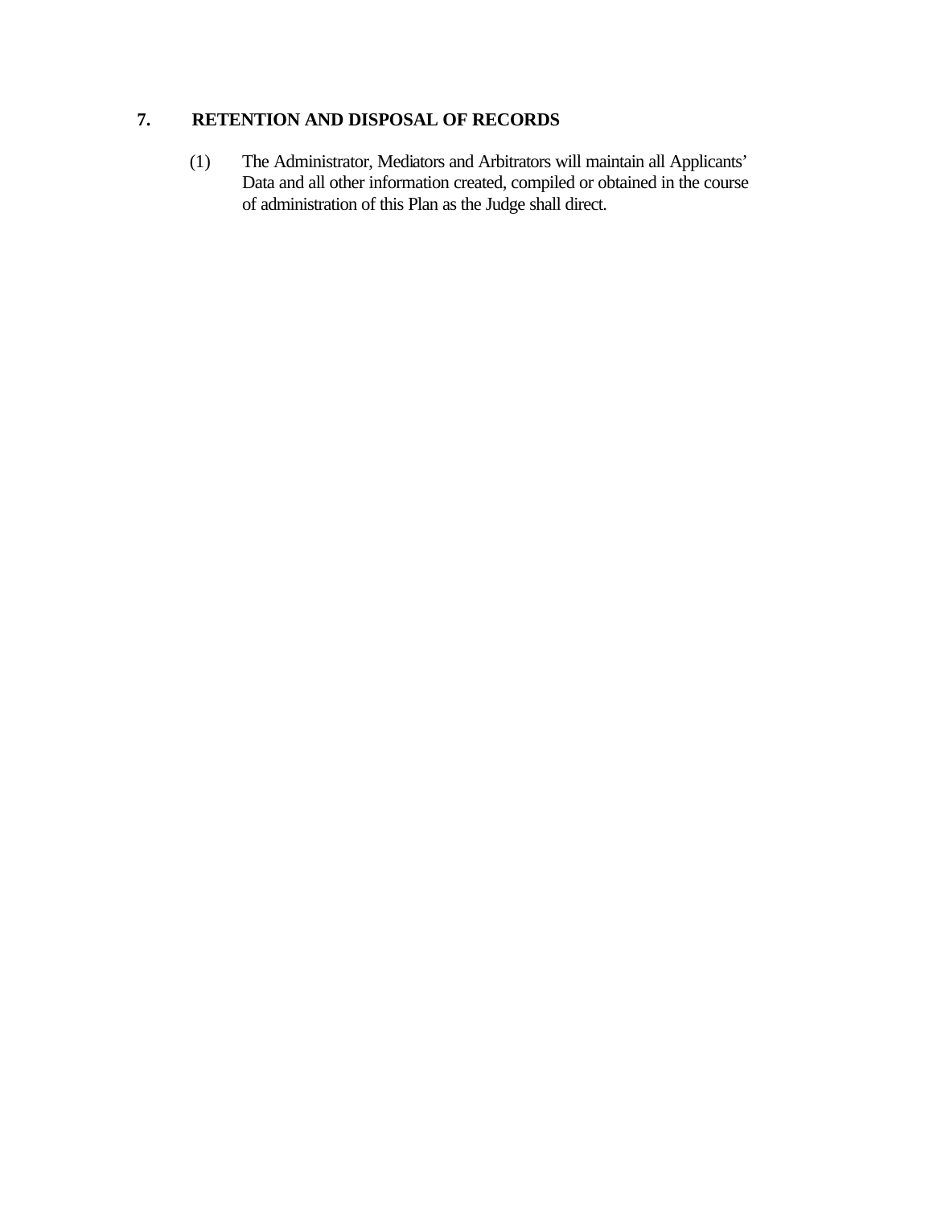## 7. RETENTION AND DISPOSAL OF RECORDS

(1) The Administrator, Mediators and Arbitrators will maintain all Applicants' Data and all other information created, compiled or obtained in the course of administration of this Plan as the Judge shall direct.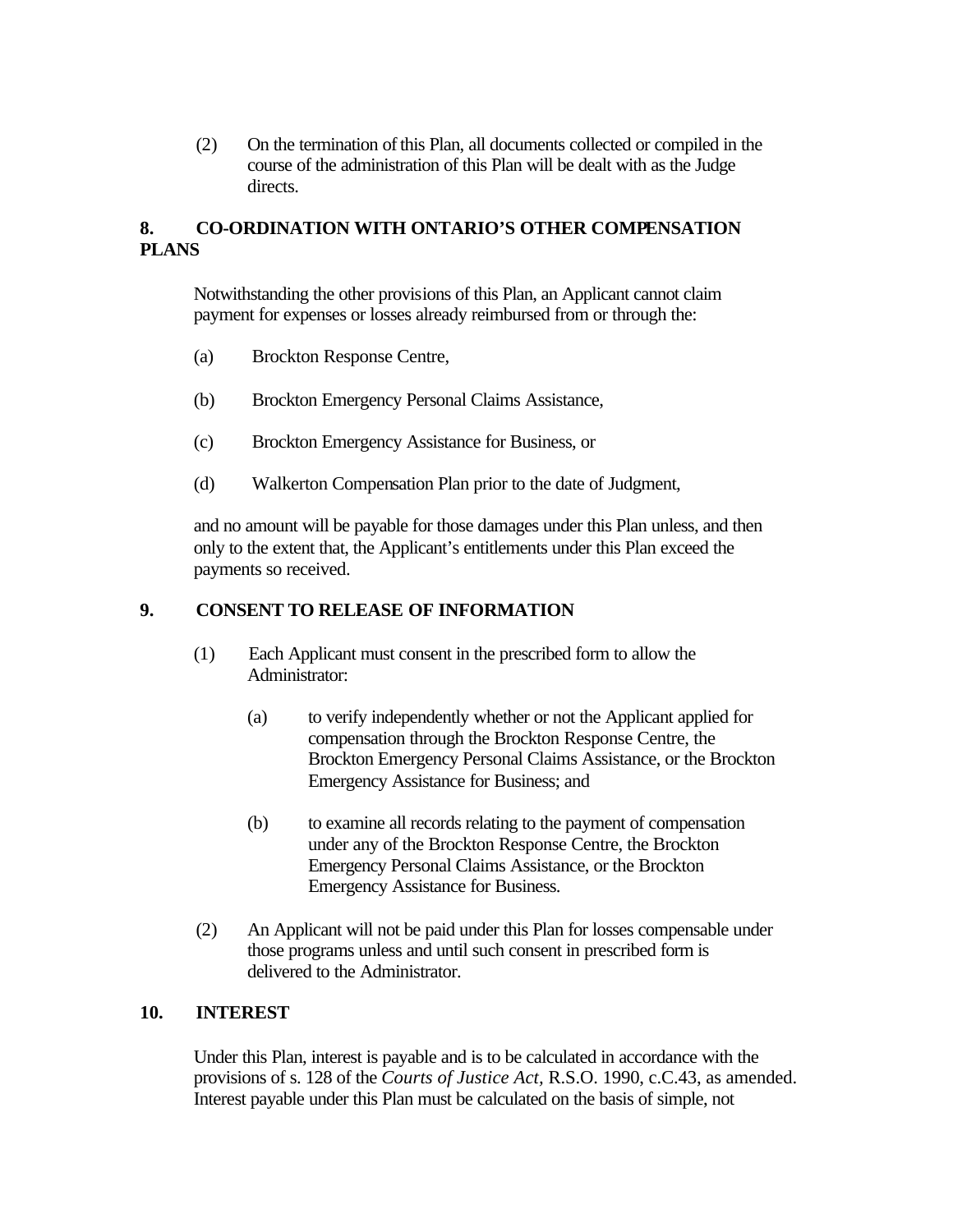(2) On the termination of this Plan, all documents collected or compiled in the course of the administration of this Plan will be dealt with as the Judge directs.

## 8. CO-ORDINATION WITH ONTARIO'S OTHER COMPENSATION PLANS

Notwithstanding the other provisions of this Plan, an Applicant cannot claim payment for expenses or losses already reimbursed from or through the:

(a) Brockton Response Centre,

(b) Brockton Emergency Personal Claims Assistance,

(c) Brockton Emergency Assistance for Business, or

(d) Walkerton Compensation Plan prior to the date of Judgment,

and no amount will be payable for those damages under this Plan unless, and then only to the extent that, the Applicant's entitlements under this Plan exceed the payments so received.

## 9. CONSENT TO RELEASE OF INFORMATION

(1) Each Applicant must consent in the prescribed form to allow the Administrator:

(a) to verify independently whether or not the Applicant applied for compensation through the Brockton Response Centre, the Brockton Emergency Personal Claims Assistance, or the Brockton Emergency Assistance for Business; and

(b) to examine all records relating to the payment of compensation under any of the Brockton Response Centre, the Brockton Emergency Personal Claims Assistance, or the Brockton Emergency Assistance for Business.

(2) An Applicant will not be paid under this Plan for losses compensable under those programs unless and until such consent in prescribed form is delivered to the Administrator.

## 10. INTEREST

Under this Plan, interest is payable and is to be calculated in accordance with the provisions of s. 128 of the *Courts of Justice Act*, R.S.O. 1990, c.C.43, as amended. Interest payable under this Plan must be calculated on the basis of simple, not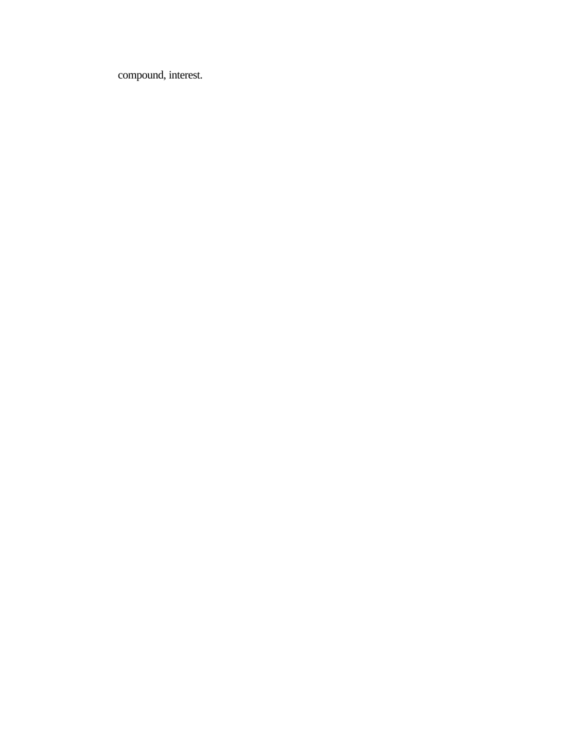compound, interest.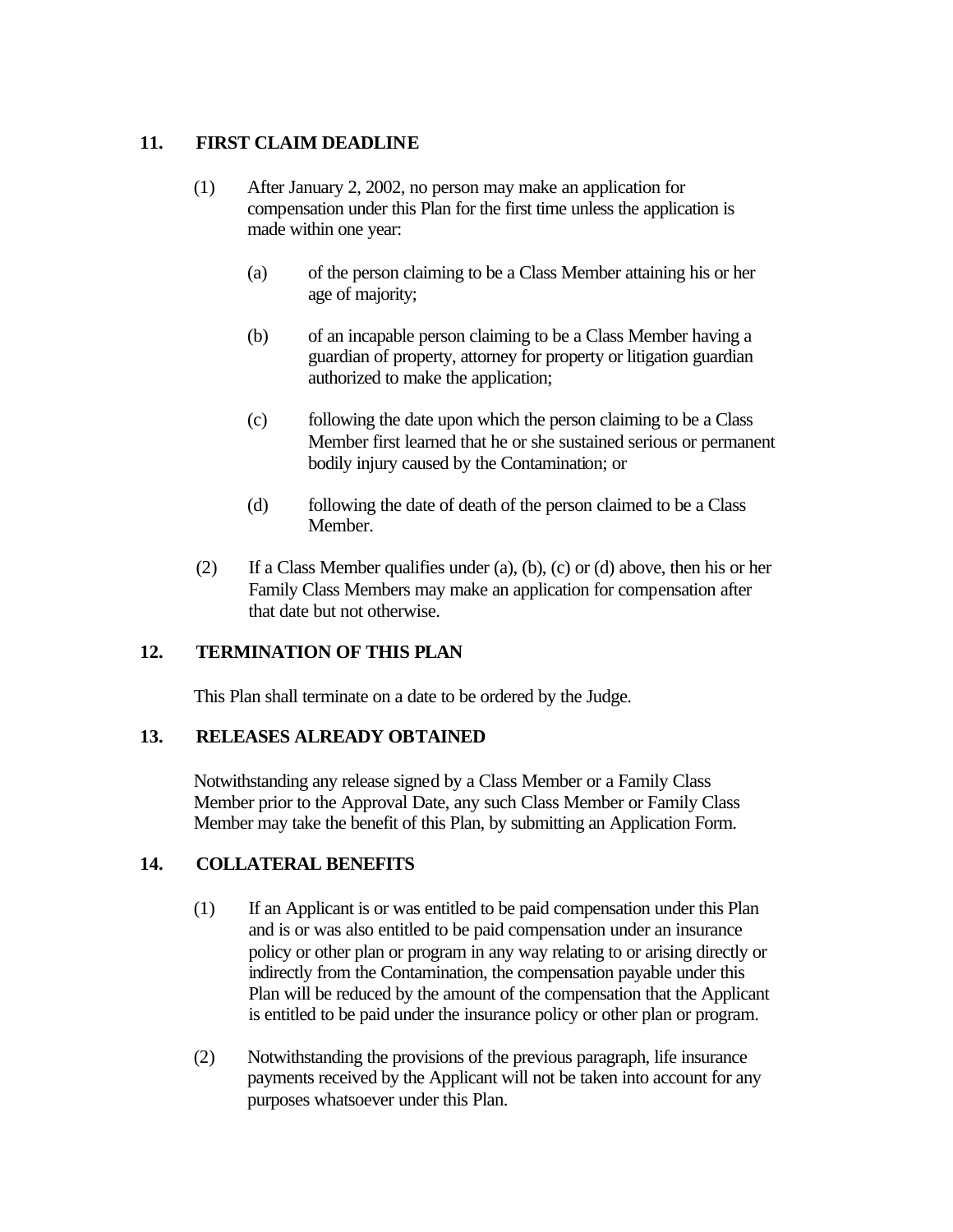## 11. FIRST CLAIM DEADLINE

(1) After January 2, 2002, no person may make an application for compensation under this Plan for the first time unless the application is made within one year:

(a) of the person claiming to be a Class Member attaining his or her age of majority;

(b) of an incapable person claiming to be a Class Member having a guardian of property, attorney for property or litigation guardian authorized to make the application;

(c) following the date upon which the person claiming to be a Class Member first learned that he or she sustained serious or permanent bodily injury caused by the Contamination; or

(d) following the date of death of the person claimed to be a Class Member.

(2) If a Class Member qualifies under (a), (b), (c) or (d) above, then his or her Family Class Members may make an application for compensation after that date but not otherwise.

## 12. TERMINATION OF THIS PLAN

This Plan shall terminate on a date to be ordered by the Judge.

## 13. RELEASES ALREADY OBTAINED

Notwithstanding any release signed by a Class Member or a Family Class Member prior to the Approval Date, any such Class Member or Family Class Member may take the benefit of this Plan, by submitting an Application Form.

## 14. COLLATERAL BENEFITS

(1) If an Applicant is or was entitled to be paid compensation under this Plan and is or was also entitled to be paid compensation under an insurance policy or other plan or program in any way relating to or arising directly or indirectly from the Contamination, the compensation payable under this Plan will be reduced by the amount of the compensation that the Applicant is entitled to be paid under the insurance policy or other plan or program.

(2) Notwithstanding the provisions of the previous paragraph, life insurance payments received by the Applicant will not be taken into account for any purposes whatsoever under this Plan.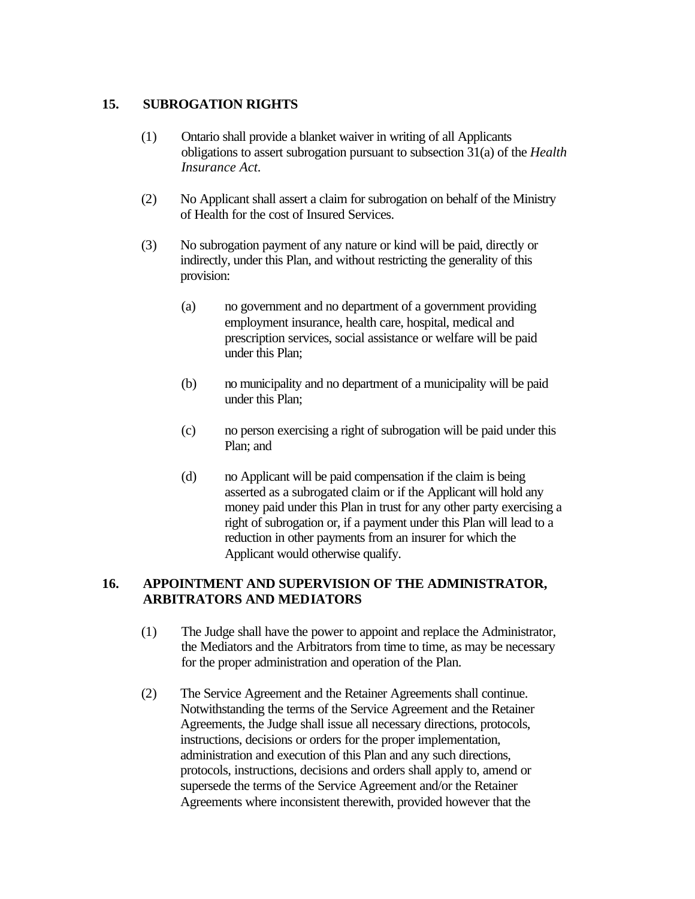## 15. SUBROGATION RIGHTS

(1) Ontario shall provide a blanket waiver in writing of all Applicants obligations to assert subrogation pursuant to subsection 31(a) of the *Health Insurance Act*.

(2) No Applicant shall assert a claim for subrogation on behalf of the Ministry of Health for the cost of Insured Services.

(3) No subrogation payment of any nature or kind will be paid, directly or indirectly, under this Plan, and without restricting the generality of this provision:

(a) no government and no department of a government providing employment insurance, health care, hospital, medical and prescription services, social assistance or welfare will be paid under this Plan;

(b) no municipality and no department of a municipality will be paid under this Plan;

(c) no person exercising a right of subrogation will be paid under this Plan; and

(d) no Applicant will be paid compensation if the claim is being asserted as a subrogated claim or if the Applicant will hold any money paid under this Plan in trust for any other party exercising a right of subrogation or, if a payment under this Plan will lead to a reduction in other payments from an insurer for which the Applicant would otherwise qualify.

## 16. APPOINTMENT AND SUPERVISION OF THE ADMINISTRATOR, ARBITRATORS AND MEDIATORS

(1) The Judge shall have the power to appoint and replace the Administrator, the Mediators and the Arbitrators from time to time, as may be necessary for the proper administration and operation of the Plan.

(2) The Service Agreement and the Retainer Agreements shall continue. Notwithstanding the terms of the Service Agreement and the Retainer Agreements, the Judge shall issue all necessary directions, protocols, instructions, decisions or orders for the proper implementation, administration and execution of this Plan and any such directions, protocols, instructions, decisions and orders shall apply to, amend or supersede the terms of the Service Agreement and/or the Retainer Agreements where inconsistent therewith, provided however that the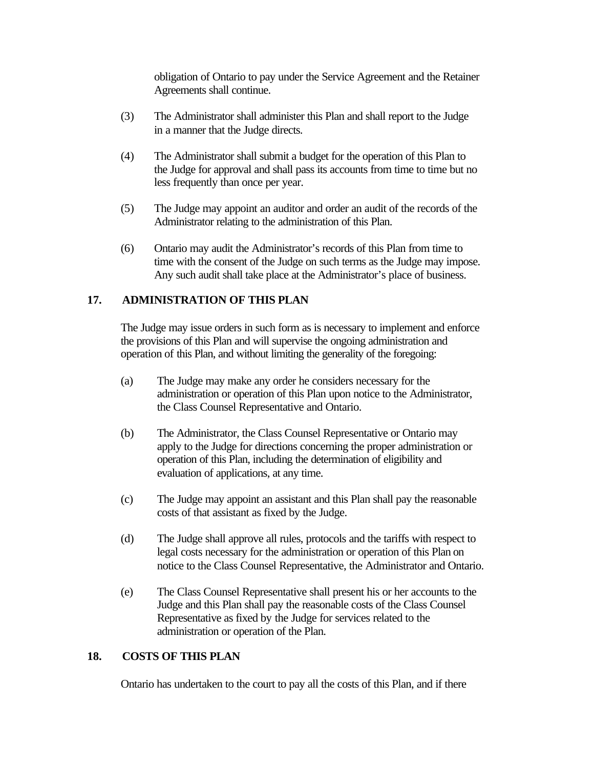obligation of Ontario to pay under the Service Agreement and the Retainer Agreements shall continue.

(3) The Administrator shall administer this Plan and shall report to the Judge in a manner that the Judge directs.

(4) The Administrator shall submit a budget for the operation of this Plan to the Judge for approval and shall pass its accounts from time to time but no less frequently than once per year.

(5) The Judge may appoint an auditor and order an audit of the records of the Administrator relating to the administration of this Plan.

(6) Ontario may audit the Administrator's records of this Plan from time to time with the consent of the Judge on such terms as the Judge may impose. Any such audit shall take place at the Administrator's place of business.

## 17. ADMINISTRATION OF THIS PLAN

The Judge may issue orders in such form as is necessary to implement and enforce the provisions of this Plan and will supervise the ongoing administration and operation of this Plan, and without limiting the generality of the foregoing:

(a) The Judge may make any order he considers necessary for the administration or operation of this Plan upon notice to the Administrator, the Class Counsel Representative and Ontario.

(b) The Administrator, the Class Counsel Representative or Ontario may apply to the Judge for directions concerning the proper administration or operation of this Plan, including the determination of eligibility and evaluation of applications, at any time.

(c) The Judge may appoint an assistant and this Plan shall pay the reasonable costs of that assistant as fixed by the Judge.

(d) The Judge shall approve all rules, protocols and the tariffs with respect to legal costs necessary for the administration or operation of this Plan on notice to the Class Counsel Representative, the Administrator and Ontario.

(e) The Class Counsel Representative shall present his or her accounts to the Judge and this Plan shall pay the reasonable costs of the Class Counsel Representative as fixed by the Judge for services related to the administration or operation of the Plan.

## 18. COSTS OF THIS PLAN

Ontario has undertaken to the court to pay all the costs of this Plan, and if there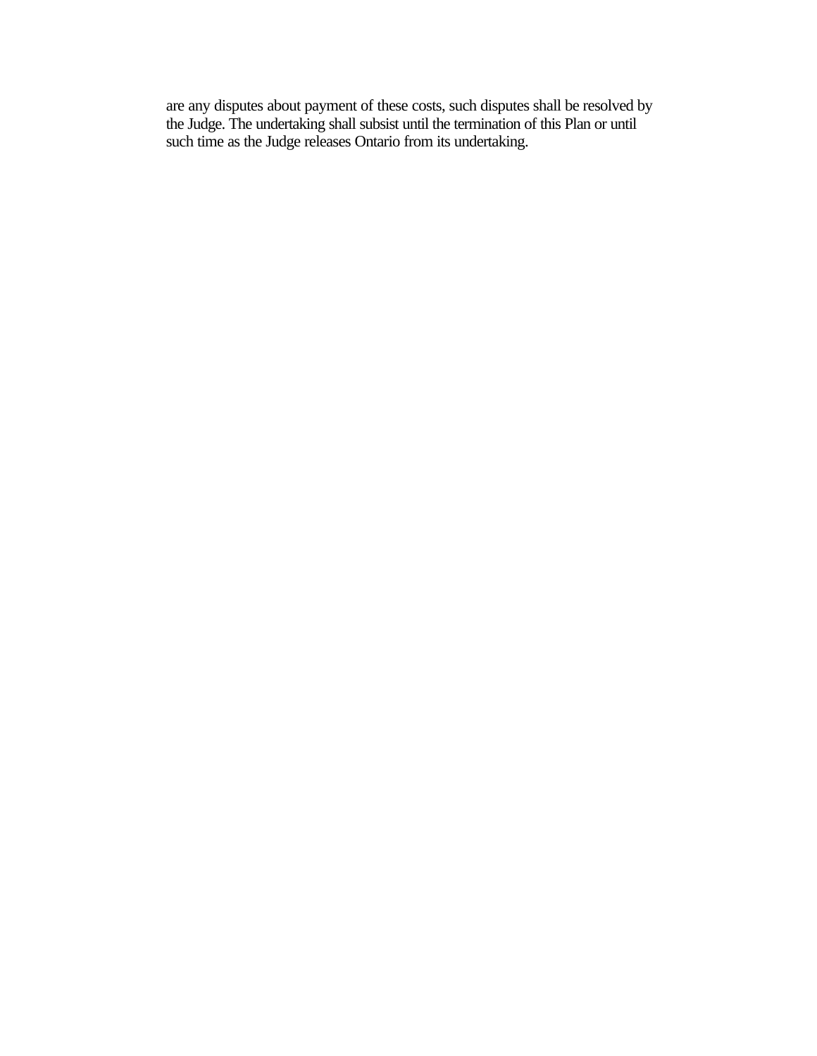are any disputes about payment of these costs, such disputes shall be resolved by the Judge. The undertaking shall subsist until the termination of this Plan or until such time as the Judge releases Ontario from its undertaking.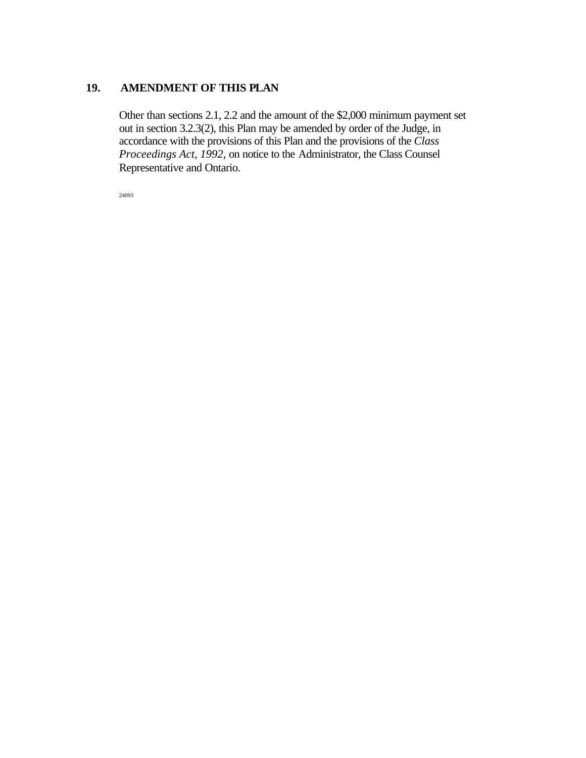## 19. AMENDMENT OF THIS PLAN

Other than sections 2.1, 2.2 and the amount of the $2,000 minimum payment set out in section 3.2.3(2), this Plan may be amended by order of the Judge, in accordance with the provisions of this Plan and the provisions of the *Class Proceedings Act, 1992*, on notice to the Administrator, the Class Counsel Representative and Ontario.

24093